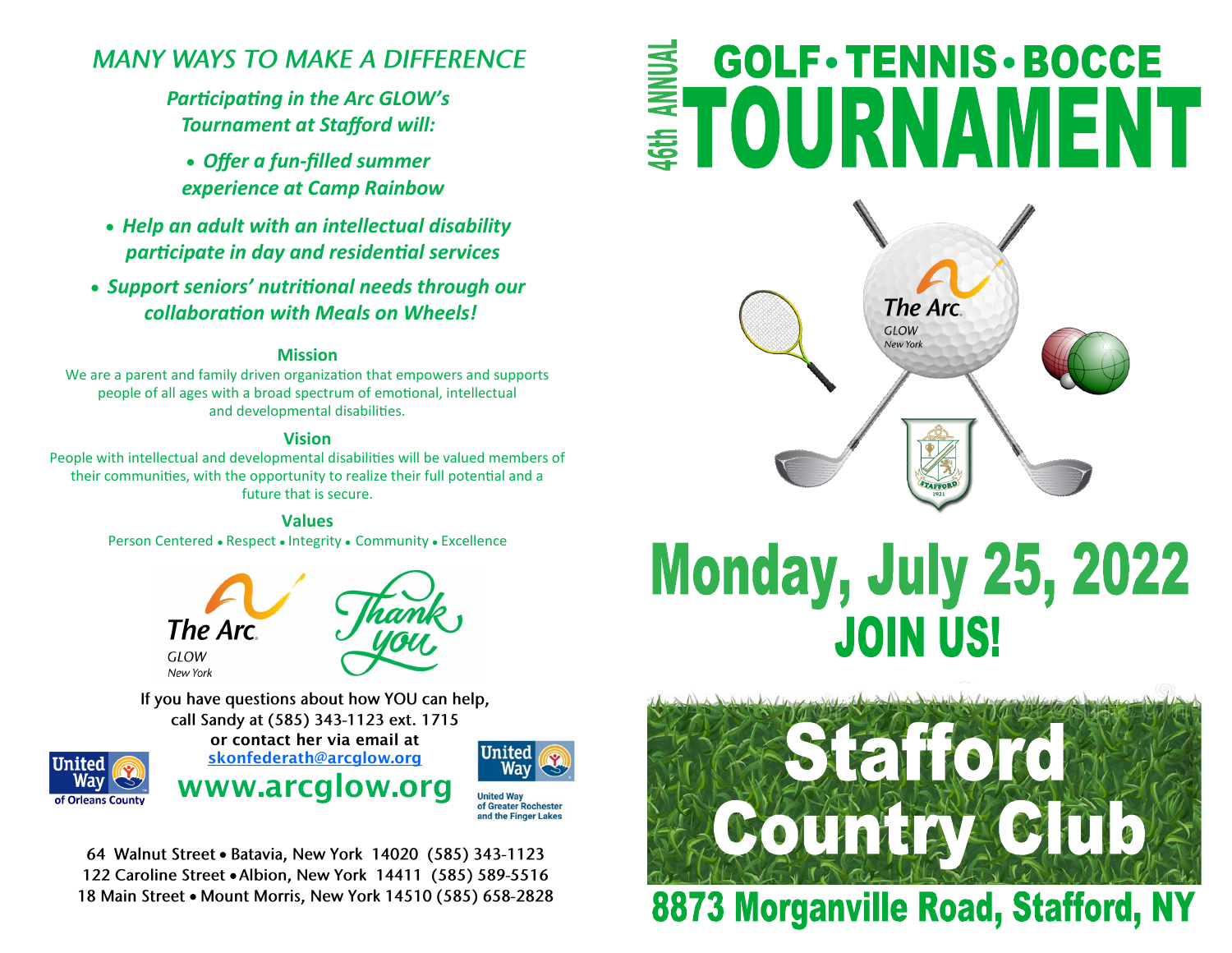## MANY WAYS TO MAKE A DIFFERENCE

***Participating in the Arc GLOW's Tournament at Stafford will:***

- ***Offer a fun-filled summer experience at Camp Rainbow***
- ***Help an adult with an intellectual disability participate in day and residential services***
- ***Support seniors' nutritional needs through our collaboration with Meals on Wheels!***

### Mission

We are a parent and family driven organization that empowers and supports people of all ages with a broad spectrum of emotional, intellectual and developmental disabilities.

### Vision

People with intellectual and developmental disabilities will be valued members of their communities, with the opportunity to realize their full potential and a future that is secure.

### Values

Person Centered • Respect • Integrity • Community • Excellence

The Arc GLOW New York

Thank you

If you have questions about how YOU can help, call Sandy at (585) 343-1123 ext. 1715 or contact her via email at [skonfederath@arcglow.org](mailto:skonfederath@arcglow.org)

**www.arcglow.org**

United Way of Orleans County

United Way of Greater Rochester and the Finger Lakes

64 Walnut Street • Batavia, New York 14020 (585) 343-1123
122 Caroline Street • Albion, New York 14411 (585) 589-5516
18 Main Street • Mount Morris, New York 14510 (585) 658-2828

# 46th ANNUAL GOLF • TENNIS • BOCCE TOURNAMENT

The Arc GLOW New York

STAFFORD 1921

## Monday, July 25, 2022

## JOIN US!

# Stafford Country Club

## 8873 Morganville Road, Stafford, NY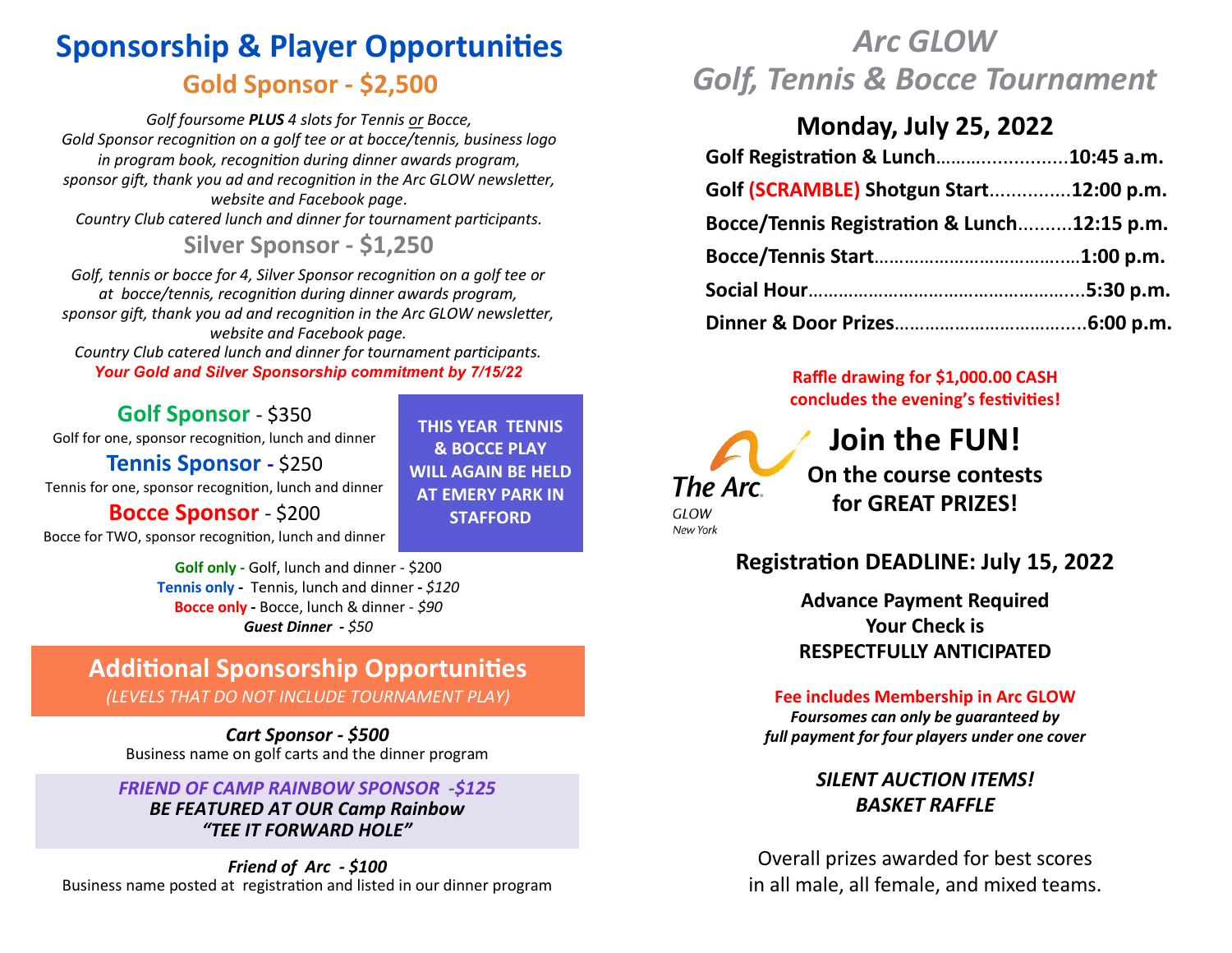# Sponsorship & Player Opportunities

## Gold Sponsor - $2,500

*Golf foursome **PLUS** 4 slots for Tennis or Bocce, Gold Sponsor recognition on a golf tee or at bocce/tennis, business logo in program book, recognition during dinner awards program, sponsor gift, thank you ad and recognition in the Arc GLOW newsletter, website and Facebook page.*
*Country Club catered lunch and dinner for tournament participants.*

## Silver Sponsor - $1,250

*Golf, tennis or bocce for 4, Silver Sponsor recognition on a golf tee or at bocce/tennis, recognition during dinner awards program, sponsor gift, thank you ad and recognition in the Arc GLOW newsletter, website and Facebook page.*
*Country Club catered lunch and dinner for tournament participants.*

***Your Gold and Silver Sponsorship commitment by 7/15/22***

**Golf Sponsor** - $350
Golf for one, sponsor recognition, lunch and dinner

**Tennis Sponsor** - $250
Tennis for one, sponsor recognition, lunch and dinner

**Bocce Sponsor** - $200
Bocce for TWO, sponsor recognition, lunch and dinner

**THIS YEAR TENNIS & BOCCE PLAY WILL AGAIN BE HELD AT EMERY PARK IN STAFFORD**

**Golf only -** Golf, lunch and dinner - $200
**Tennis only -** Tennis, lunch and dinner - *$120*
**Bocce only -** Bocce, lunch & dinner - *$90*
***Guest Dinner - $50***

## Additional Sponsorship Opportunities

*(LEVELS THAT DO NOT INCLUDE TOURNAMENT PLAY)*

***Cart Sponsor - $500***
Business name on golf carts and the dinner program

***FRIEND OF CAMP RAINBOW SPONSOR -$125***
***BE FEATURED AT OUR Camp Rainbow "TEE IT FORWARD HOLE"***

***Friend of Arc - $100***
Business name posted at registration and listed in our dinner program

# *Arc GLOW Golf, Tennis & Bocce Tournament*

## Monday, July 25, 2022

**Golf Registration & Lunch..........................10:45 a.m.**
**Golf (SCRAMBLE) Shotgun Start...............12:00 p.m.**
**Bocce/Tennis Registration & Lunch..........12:15 p.m.**
**Bocce/Tennis Start.......................................1:00 p.m.**
**Social Hour.....................................................5:30 p.m.**
**Dinner & Door Prizes.....................................6:00 p.m.**

**Raffle drawing for $1,000.00 CASH concludes the evening's festivities!**

The Arc. GLOW New York

## Join the FUN!

**On the course contests for GREAT PRIZES!**

## Registration DEADLINE: July 15, 2022

**Advance Payment Required**
**Your Check is RESPECTFULLY ANTICIPATED**

**Fee includes Membership in Arc GLOW**
***Foursomes can only be guaranteed by full payment for four players under one cover***

***SILENT AUCTION ITEMS!***
***BASKET RAFFLE***

Overall prizes awarded for best scores in all male, all female, and mixed teams.